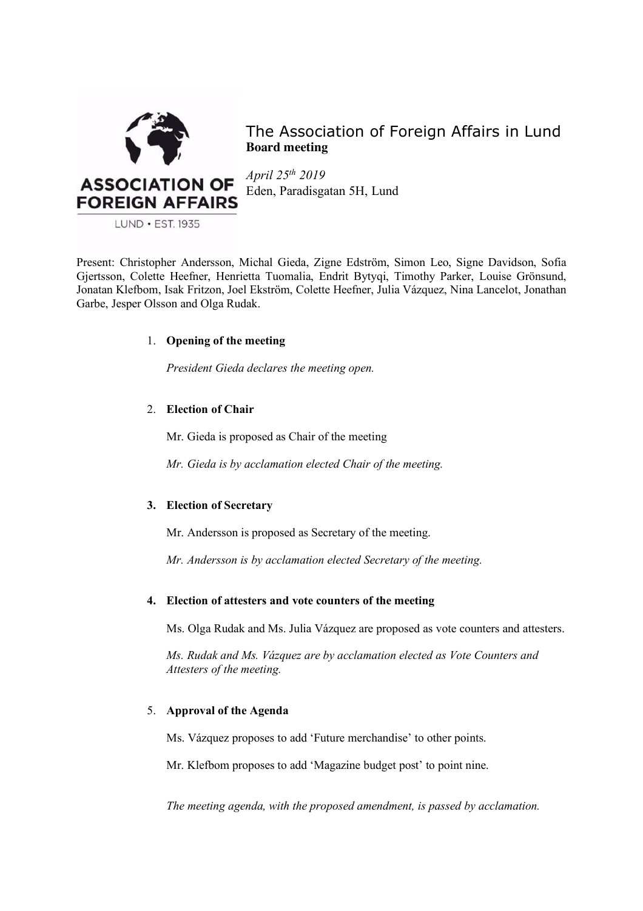# The Association of Foreign Affairs in Lund

**Board meeting**

*April 25th 2019*

Eden, Paradisgatan 5H, Lund

Present: Christopher Andersson, Michal Gieda, Zigne Edström, Simon Leo, Signe Davidson, Sofia Gjertsson, Colette Heefner, Henrietta Tuomalia, Endrit Bytyqi, Timothy Parker, Louise Grönsund, Jonatan Klefbom, Isak Fritzon, Joel Ekström, Colette Heefner, Julia Vázquez, Nina Lancelot, Jonathan Garbe, Jesper Olsson and Olga Rudak.

1. **Opening of the meeting**

   *President Gieda declares the meeting open.*

2. **Election of Chair**

   Mr. Gieda is proposed as Chair of the meeting

   *Mr. Gieda is by acclamation elected Chair of the meeting.*

3. **Election of Secretary**

   Mr. Andersson is proposed as Secretary of the meeting.

   *Mr. Andersson is by acclamation elected Secretary of the meeting.*

4. **Election of attesters and vote counters of the meeting**

   Ms. Olga Rudak and Ms. Julia Vázquez are proposed as vote counters and attesters.

   *Ms. Rudak and Ms. Vázquez are by acclamation elected as Vote Counters and Attesters of the meeting.*

5. **Approval of the Agenda**

   Ms. Vázquez proposes to add 'Future merchandise' to other points.

   Mr. Klefbom proposes to add 'Magazine budget post' to point nine.

   *The meeting agenda, with the proposed amendment, is passed by acclamation.*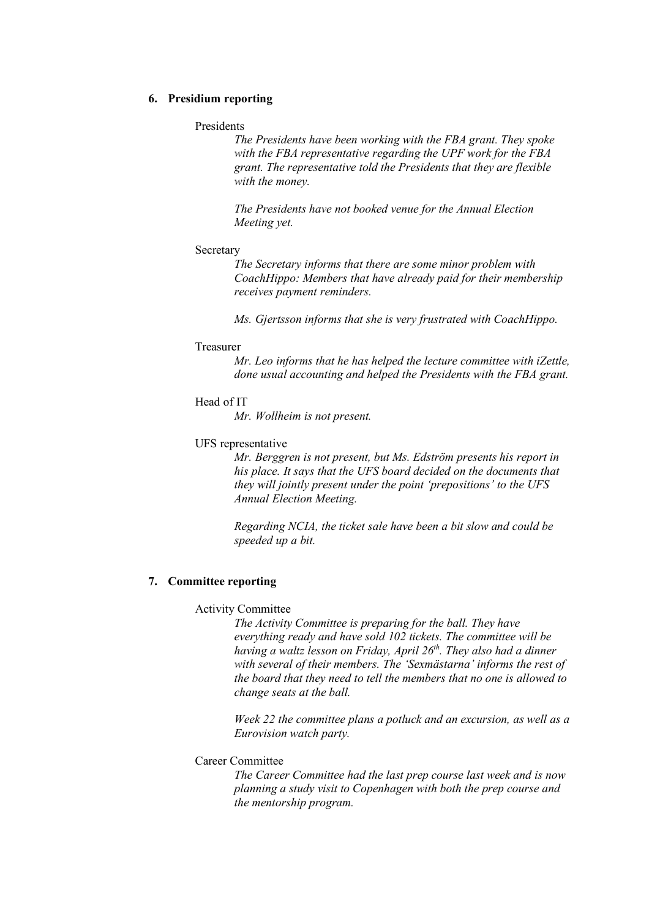## 6. Presidium reporting

Presidents

*The Presidents have been working with the FBA grant. They spoke with the FBA representative regarding the UPF work for the FBA grant. The representative told the Presidents that they are flexible with the money.*

*The Presidents have not booked venue for the Annual Election Meeting yet.*

Secretary

*The Secretary informs that there are some minor problem with CoachHippo: Members that have already paid for their membership receives payment reminders.*

*Ms. Gjertsson informs that she is very frustrated with CoachHippo.*

Treasurer

*Mr. Leo informs that he has helped the lecture committee with iZettle, done usual accounting and helped the Presidents with the FBA grant.*

Head of IT

*Mr. Wollheim is not present.*

UFS representative

*Mr. Berggren is not present, but Ms. Edström presents his report in his place. It says that the UFS board decided on the documents that they will jointly present under the point 'prepositions' to the UFS Annual Election Meeting.*

*Regarding NCIA, the ticket sale have been a bit slow and could be speeded up a bit.*

## 7. Committee reporting

Activity Committee

*The Activity Committee is preparing for the ball. They have everything ready and have sold 102 tickets. The committee will be having a waltz lesson on Friday, April 26th. They also had a dinner with several of their members. The 'Sexmästarna' informs the rest of the board that they need to tell the members that no one is allowed to change seats at the ball.*

*Week 22 the committee plans a potluck and an excursion, as well as a Eurovision watch party.*

Career Committee

*The Career Committee had the last prep course last week and is now planning a study visit to Copenhagen with both the prep course and the mentorship program.*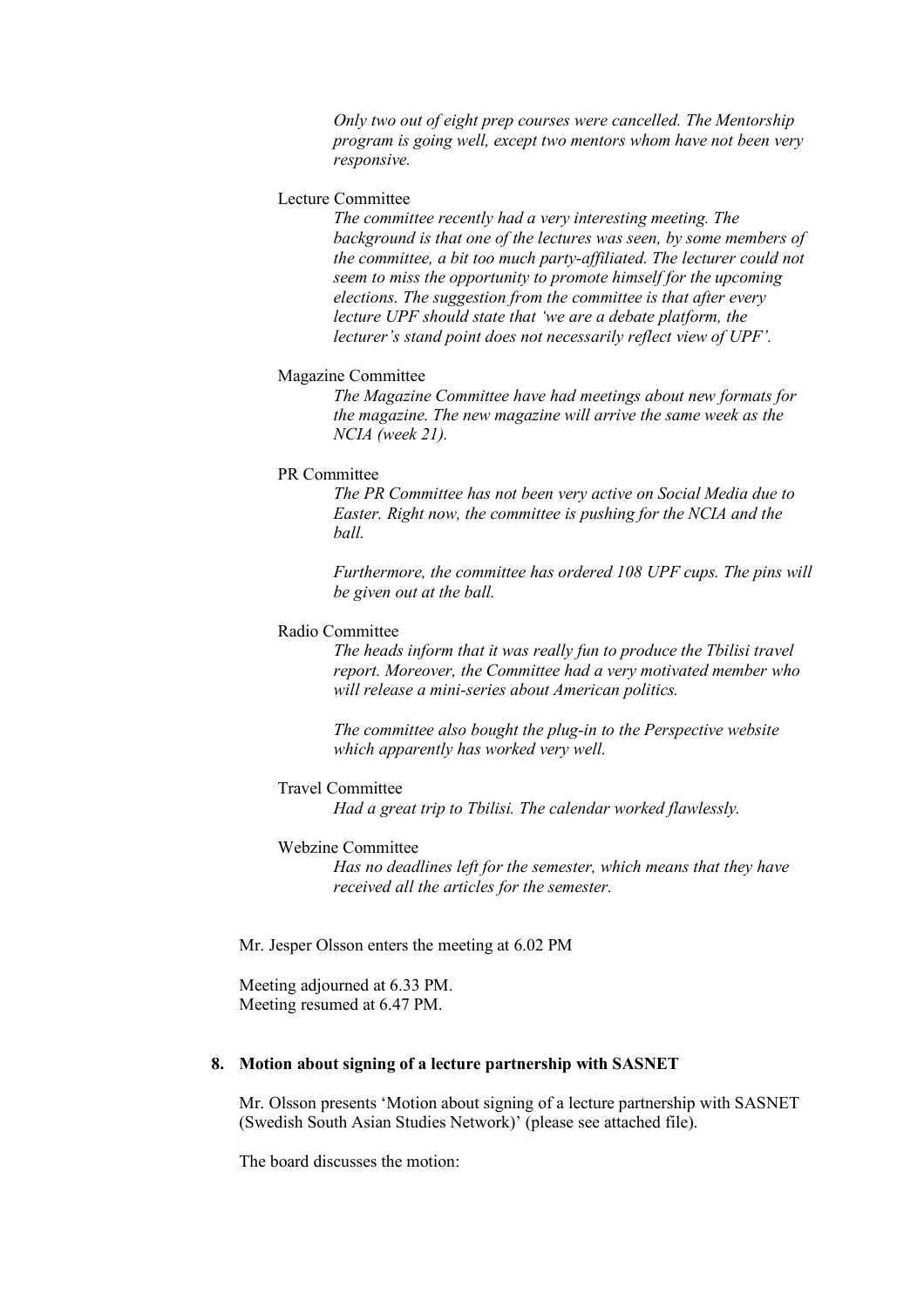*Only two out of eight prep courses were cancelled. The Mentorship program is going well, except two mentors whom have not been very responsive.*

Lecture Committee

*The committee recently had a very interesting meeting. The background is that one of the lectures was seen, by some members of the committee, a bit too much party-affiliated. The lecturer could not seem to miss the opportunity to promote himself for the upcoming elections. The suggestion from the committee is that after every lecture UPF should state that 'we are a debate platform, the lecturer's stand point does not necessarily reflect view of UPF'.*

Magazine Committee

*The Magazine Committee have had meetings about new formats for the magazine. The new magazine will arrive the same week as the NCIA (week 21).*

PR Committee

*The PR Committee has not been very active on Social Media due to Easter. Right now, the committee is pushing for the NCIA and the ball.*

*Furthermore, the committee has ordered 108 UPF cups. The pins will be given out at the ball.*

Radio Committee

*The heads inform that it was really fun to produce the Tbilisi travel report. Moreover, the Committee had a very motivated member who will release a mini-series about American politics.*

*The committee also bought the plug-in to the Perspective website which apparently has worked very well.*

Travel Committee

*Had a great trip to Tbilisi. The calendar worked flawlessly.*

Webzine Committee

*Has no deadlines left for the semester, which means that they have received all the articles for the semester.*

Mr. Jesper Olsson enters the meeting at 6.02 PM

Meeting adjourned at 6.33 PM.
Meeting resumed at 6.47 PM.

**8. Motion about signing of a lecture partnership with SASNET**

Mr. Olsson presents 'Motion about signing of a lecture partnership with SASNET (Swedish South Asian Studies Network)' (please see attached file).

The board discusses the motion: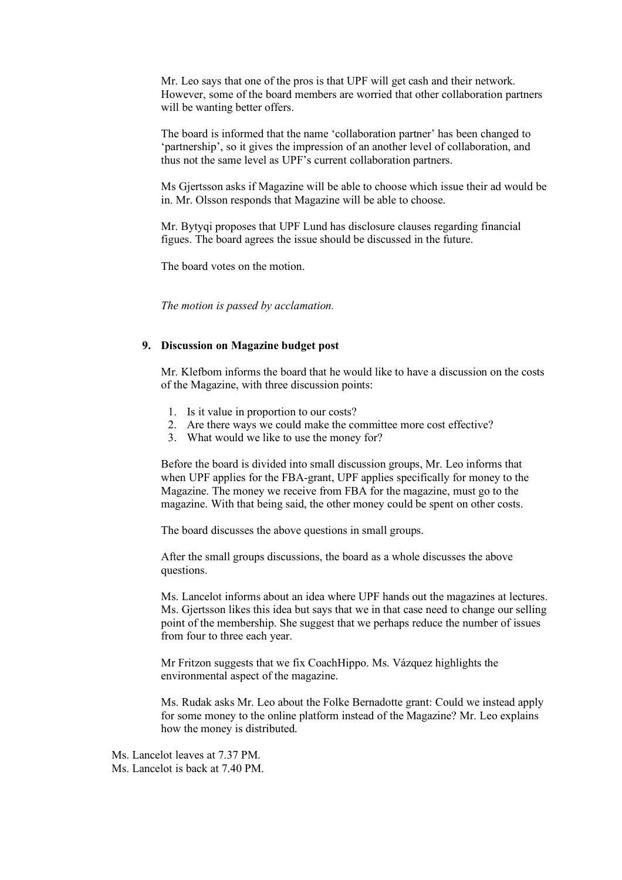Mr. Leo says that one of the pros is that UPF will get cash and their network. However, some of the board members are worried that other collaboration partners will be wanting better offers.

The board is informed that the name 'collaboration partner' has been changed to 'partnership', so it gives the impression of an another level of collaboration, and thus not the same level as UPF's current collaboration partners.

Ms Gjertsson asks if Magazine will be able to choose which issue their ad would be in. Mr. Olsson responds that Magazine will be able to choose.

Mr. Bytyqi proposes that UPF Lund has disclosure clauses regarding financial figues. The board agrees the issue should be discussed in the future.

The board votes on the motion.

*The motion is passed by acclamation.*

**9. Discussion on Magazine budget post**

Mr. Klefbom informs the board that he would like to have a discussion on the costs of the Magazine, with three discussion points:

1. Is it value in proportion to our costs?
2. Are there ways we could make the committee more cost effective?
3. What would we like to use the money for?

Before the board is divided into small discussion groups, Mr. Leo informs that when UPF applies for the FBA-grant, UPF applies specifically for money to the Magazine. The money we receive from FBA for the magazine, must go to the magazine. With that being said, the other money could be spent on other costs.

The board discusses the above questions in small groups.

After the small groups discussions, the board as a whole discusses the above questions.

Ms. Lancelot informs about an idea where UPF hands out the magazines at lectures. Ms. Gjertsson likes this idea but says that we in that case need to change our selling point of the membership. She suggest that we perhaps reduce the number of issues from four to three each year.

Mr Fritzon suggests that we fix CoachHippo. Ms. Vázquez highlights the environmental aspect of the magazine.

Ms. Rudak asks Mr. Leo about the Folke Bernadotte grant: Could we instead apply for some money to the online platform instead of the Magazine? Mr. Leo explains how the money is distributed.

Ms. Lancelot leaves at 7.37 PM.
Ms. Lancelot is back at 7.40 PM.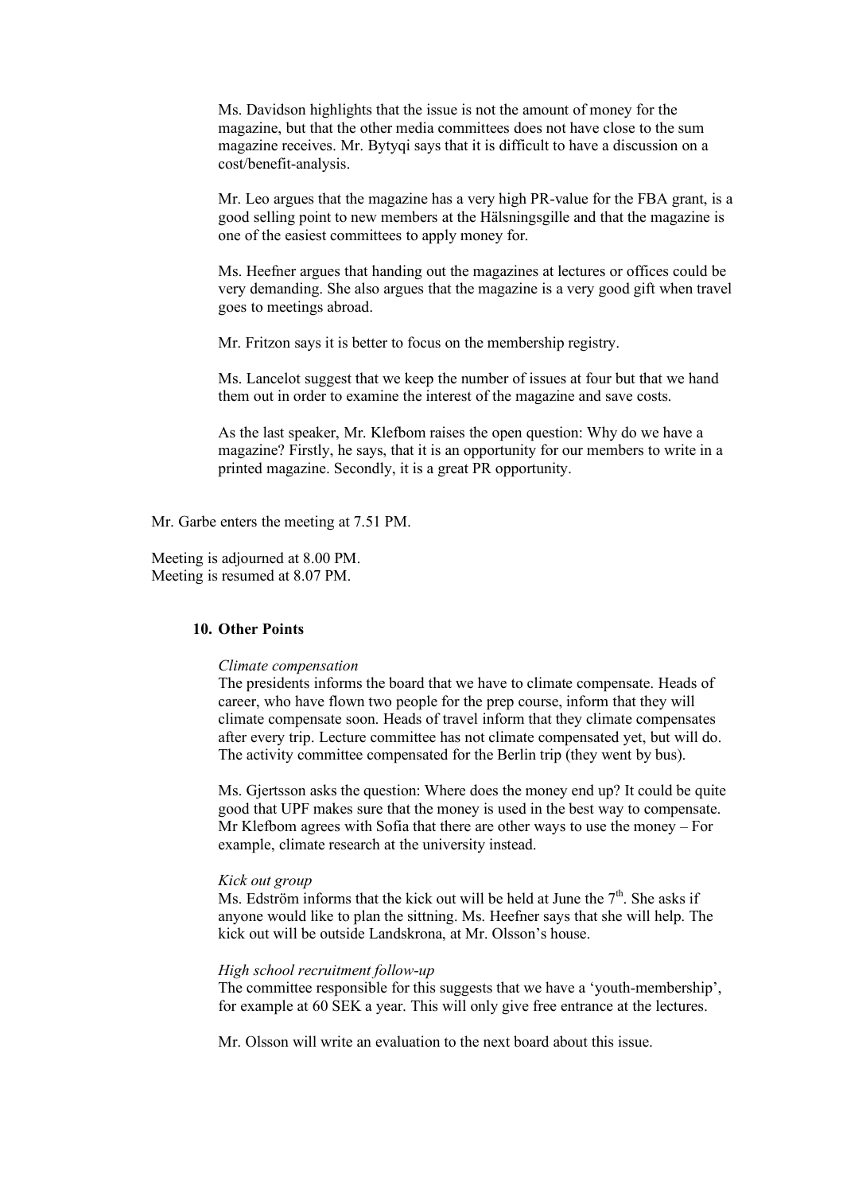Ms. Davidson highlights that the issue is not the amount of money for the magazine, but that the other media committees does not have close to the sum magazine receives. Mr. Bytyqi says that it is difficult to have a discussion on a cost/benefit-analysis.

Mr. Leo argues that the magazine has a very high PR-value for the FBA grant, is a good selling point to new members at the Hälsningsgille and that the magazine is one of the easiest committees to apply money for.

Ms. Heefner argues that handing out the magazines at lectures or offices could be very demanding. She also argues that the magazine is a very good gift when travel goes to meetings abroad.

Mr. Fritzon says it is better to focus on the membership registry.

Ms. Lancelot suggest that we keep the number of issues at four but that we hand them out in order to examine the interest of the magazine and save costs.

As the last speaker, Mr. Klefbom raises the open question: Why do we have a magazine? Firstly, he says, that it is an opportunity for our members to write in a printed magazine. Secondly, it is a great PR opportunity.

Mr. Garbe enters the meeting at 7.51 PM.

Meeting is adjourned at 8.00 PM.
Meeting is resumed at 8.07 PM.

## 10. Other Points

*Climate compensation*

The presidents informs the board that we have to climate compensate. Heads of career, who have flown two people for the prep course, inform that they will climate compensate soon. Heads of travel inform that they climate compensates after every trip. Lecture committee has not climate compensated yet, but will do. The activity committee compensated for the Berlin trip (they went by bus).

Ms. Gjertsson asks the question: Where does the money end up? It could be quite good that UPF makes sure that the money is used in the best way to compensate. Mr Klefbom agrees with Sofia that there are other ways to use the money – For example, climate research at the university instead.

*Kick out group*

Ms. Edström informs that the kick out will be held at June the 7th. She asks if anyone would like to plan the sittning. Ms. Heefner says that she will help. The kick out will be outside Landskrona, at Mr. Olsson's house.

*High school recruitment follow-up*

The committee responsible for this suggests that we have a 'youth-membership', for example at 60 SEK a year. This will only give free entrance at the lectures.

Mr. Olsson will write an evaluation to the next board about this issue.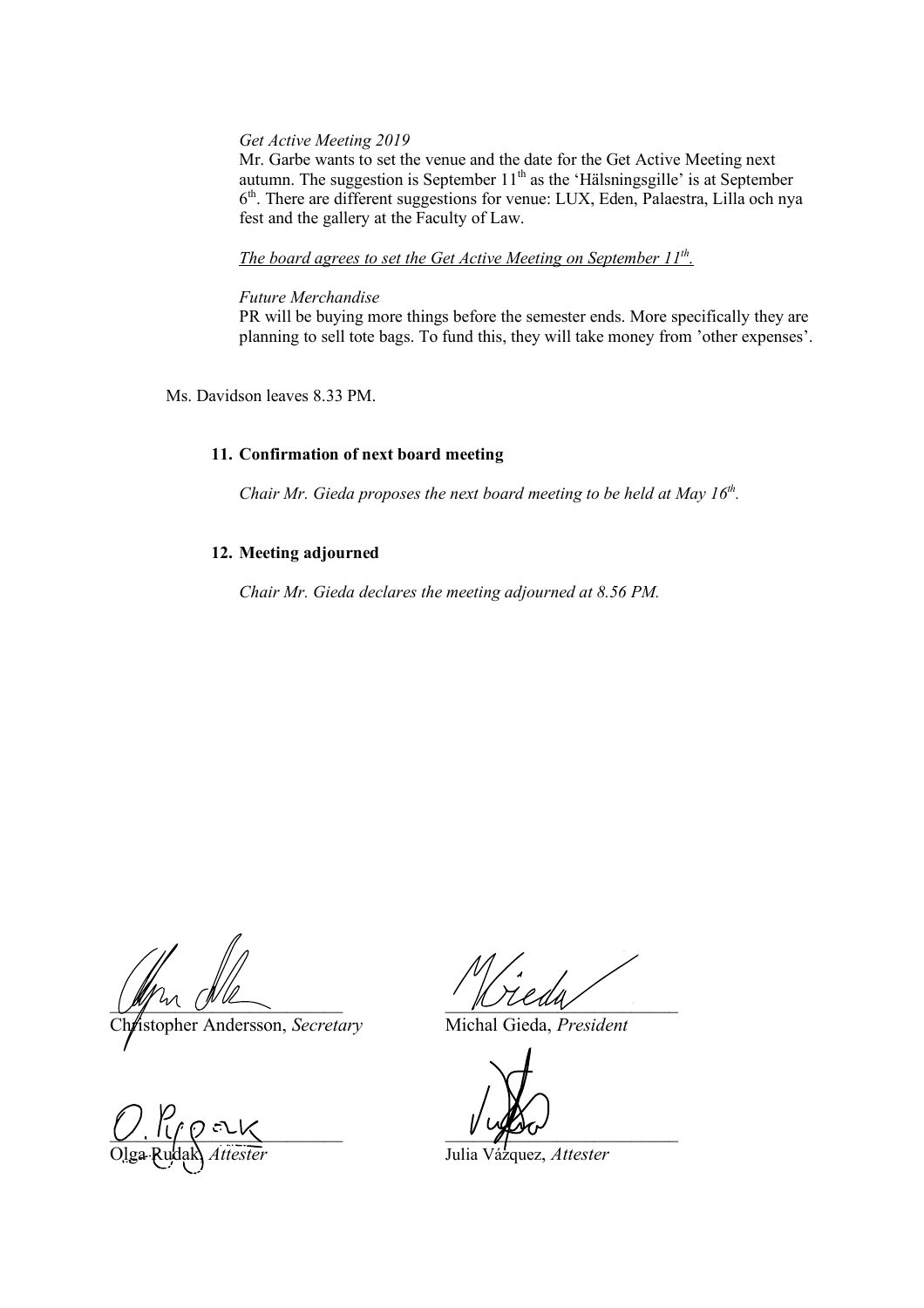*Get Active Meeting 2019*

Mr. Garbe wants to set the venue and the date for the Get Active Meeting next autumn. The suggestion is September 11th as the 'Hälsningsgille' is at September 6th. There are different suggestions for venue: LUX, Eden, Palaestra, Lilla och nya fest and the gallery at the Faculty of Law.

*The board agrees to set the Get Active Meeting on September 11th.*

*Future Merchandise*

PR will be buying more things before the semester ends. More specifically they are planning to sell tote bags. To fund this, they will take money from 'other expenses'.

Ms. Davidson leaves 8.33 PM.

## 11. Confirmation of next board meeting

*Chair Mr. Gieda proposes the next board meeting to be held at May 16th.*

## 12. Meeting adjourned

*Chair Mr. Gieda declares the meeting adjourned at 8.56 PM.*

\_\_\_\_\_\_\_\_\_\_\_\_\_\_\_\_\_\_\_\_\_\_\_\_\_\_\_
Christopher Andersson, *Secretary*

\_\_\_\_\_\_\_\_\_\_\_\_\_\_\_\_\_\_\_\_\_\_\_\_\_\_\_
Michal Gieda, *President*

\_\_\_\_\_\_\_\_\_\_\_\_\_\_\_\_\_\_\_\_\_\_\_\_\_\_\_
Olga Rudak, *Attester*

\_\_\_\_\_\_\_\_\_\_\_\_\_\_\_\_\_\_\_\_\_\_\_\_\_\_\_
Julia Vázquez, *Attester*